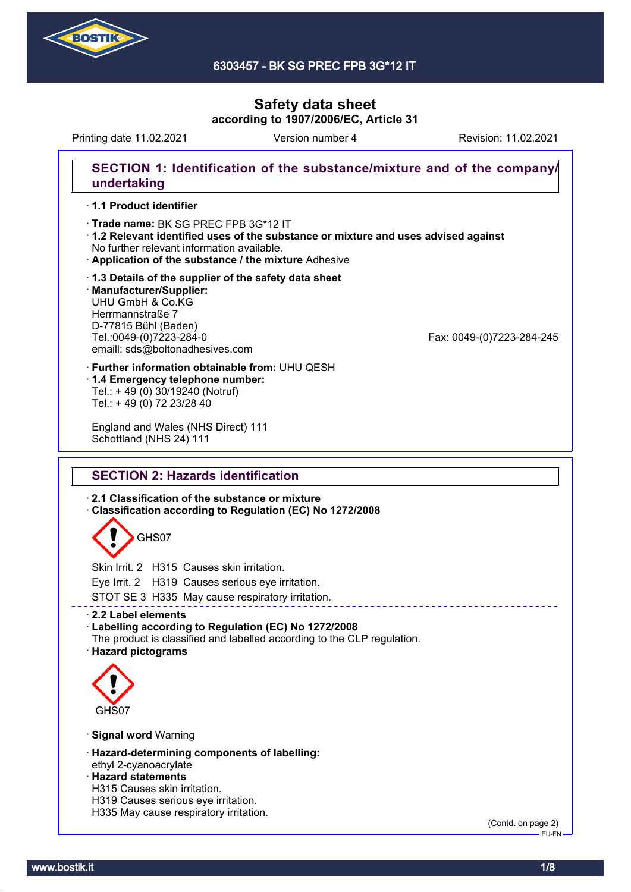# 6303457 - BK SG PREC FPB 3G*12 IT

## Safety data sheet
**according to 1907/2006/EC, Article 31**

Printing date 11.02.2021 Version number 4 Revision: 11.02.2021

## SECTION 1: Identification of the substance/mixture and of the company/undertaking

· **1.1 Product identifier**

· **Trade name:** BK SG PREC FPB 3G*12 IT
· **1.2 Relevant identified uses of the substance or mixture and uses advised against**
No further relevant information available.
· **Application of the substance / the mixture** Adhesive

· **1.3 Details of the supplier of the safety data sheet**
· **Manufacturer/Supplier:**
UHU GmbH & Co.KG
Herrmannstraße 7
D-77815 Bühl (Baden)
Tel.:0049-(0)7223-284-0
Fax: 0049-(0)7223-284-245
emaill: sds@boltonadhesives.com

· **Further information obtainable from:** UHU QESH
· **1.4 Emergency telephone number:**
Tel.: + 49 (0) 30/19240 (Notruf)
Tel.: + 49 (0) 72 23/28 40

England and Wales (NHS Direct) 111
Schottland (NHS 24) 111

## SECTION 2: Hazards identification

· **2.1 Classification of the substance or mixture**
· **Classification according to Regulation (EC) No 1272/2008**

GHS07

Skin Irrit. 2 H315 Causes skin irritation.
Eye Irrit. 2 H319 Causes serious eye irritation.
STOT SE 3 H335 May cause respiratory irritation.

· **2.2 Label elements**
· **Labelling according to Regulation (EC) No 1272/2008**
The product is classified and labelled according to the CLP regulation.
· **Hazard pictograms**

GHS07

· **Signal word** Warning

· **Hazard-determining components of labelling:**
ethyl 2-cyanoacrylate
· **Hazard statements**
H315 Causes skin irritation.
H319 Causes serious eye irritation.
H335 May cause respiratory irritation.

(Contd. on page 2)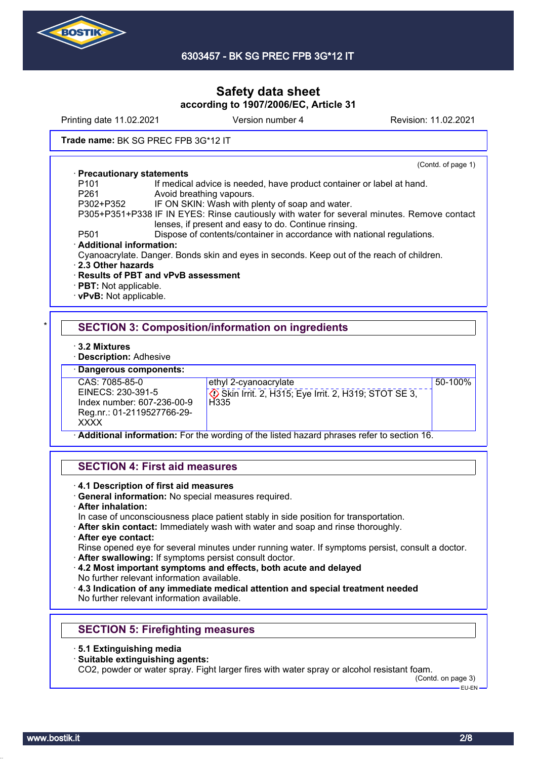Trade name: BK SG PREC FPB 3G*12 IT

(Contd. of page 1)

· **Precautionary statements**

P101 If medical advice is needed, have product container or label at hand.
P261 Avoid breathing vapours.
P302+P352 IF ON SKIN: Wash with plenty of soap and water.
P305+P351+P338 IF IN EYES: Rinse cautiously with water for several minutes. Remove contact lenses, if present and easy to do. Continue rinsing.
P501 Dispose of contents/container in accordance with national regulations.

· **Additional information:**
Cyanoacrylate. Danger. Bonds skin and eyes in seconds. Keep out of the reach of children.

· **2.3 Other hazards**
· **Results of PBT and vPvB assessment**
· **PBT:** Not applicable.
· **vPvB:** Not applicable.

## SECTION 3: Composition/information on ingredients

· **3.2 Mixtures**
· **Description:** Adhesive

· **Dangerous components:**

| | | |
|---|---|---|
| CAS: 7085-85-0<br>EINECS: 230-391-5<br>Index number: 607-236-00-9<br>Reg.nr.: 01-2119527766-29-XXXX | ethyl 2-cyanoacrylate<br>Skin Irrit. 2, H315; Eye Irrit. 2, H319; STOT SE 3, H335 | 50-100% |

· **Additional information:** For the wording of the listed hazard phrases refer to section 16.

## SECTION 4: First aid measures

· **4.1 Description of first aid measures**
· **General information:** No special measures required.
· **After inhalation:**
In case of unconsciousness place patient stably in side position for transportation.
· **After skin contact:** Immediately wash with water and soap and rinse thoroughly.
· **After eye contact:**
Rinse opened eye for several minutes under running water. If symptoms persist, consult a doctor.
· **After swallowing:** If symptoms persist consult doctor.
· **4.2 Most important symptoms and effects, both acute and delayed**
No further relevant information available.
· **4.3 Indication of any immediate medical attention and special treatment needed**
No further relevant information available.

## SECTION 5: Firefighting measures

· **5.1 Extinguishing media**
· **Suitable extinguishing agents:**
$CO_2$, powder or water spray. Fight larger fires with water spray or alcohol resistant foam.

(Contd. on page 3)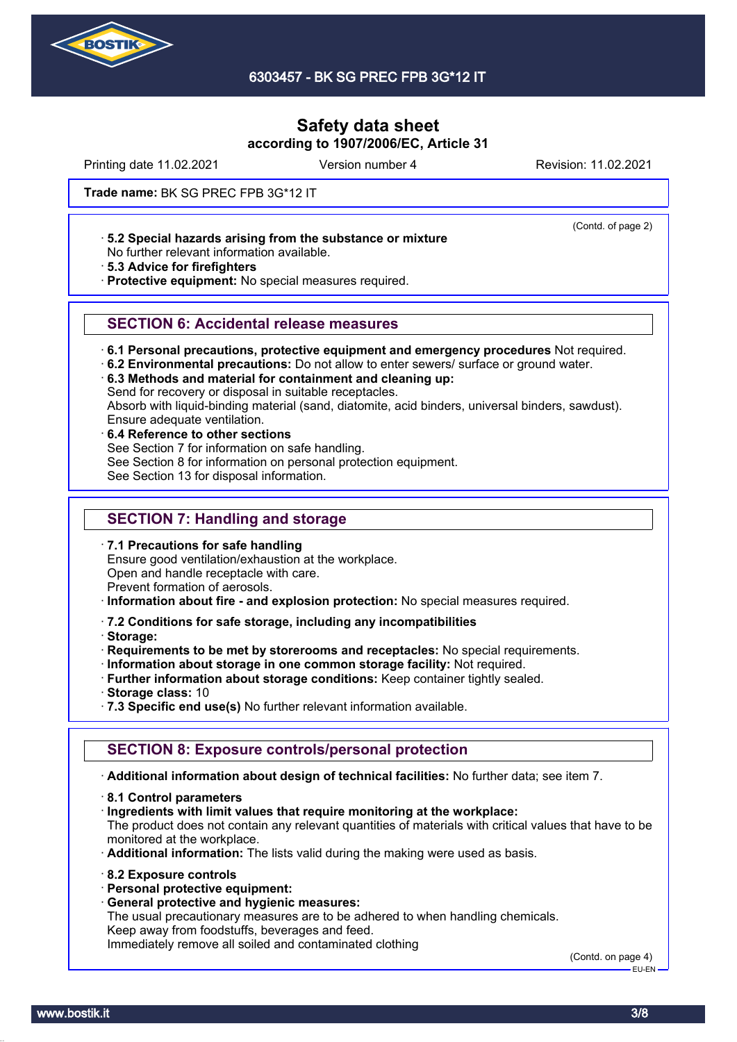**Trade name:** BK SG PREC FPB 3G*12 IT

(Contd. of page 2)

· **5.2 Special hazards arising from the substance or mixture**
No further relevant information available.
· **5.3 Advice for firefighters**
· **Protective equipment:** No special measures required.

## SECTION 6: Accidental release measures

· **6.1 Personal precautions, protective equipment and emergency procedures** Not required.
· **6.2 Environmental precautions:** Do not allow to enter sewers/ surface or ground water.
· **6.3 Methods and material for containment and cleaning up:**
Send for recovery or disposal in suitable receptacles.
Absorb with liquid-binding material (sand, diatomite, acid binders, universal binders, sawdust).
Ensure adequate ventilation.
· **6.4 Reference to other sections**
See Section 7 for information on safe handling.
See Section 8 for information on personal protection equipment.
See Section 13 for disposal information.

## SECTION 7: Handling and storage

· **7.1 Precautions for safe handling**
Ensure good ventilation/exhaustion at the workplace.
Open and handle receptacle with care.
Prevent formation of aerosols.
· **Information about fire - and explosion protection:** No special measures required.

· **7.2 Conditions for safe storage, including any incompatibilities**
· **Storage:**
· **Requirements to be met by storerooms and receptacles:** No special requirements.
· **Information about storage in one common storage facility:** Not required.
· **Further information about storage conditions:** Keep container tightly sealed.
· **Storage class:** 10
· **7.3 Specific end use(s)** No further relevant information available.

## SECTION 8: Exposure controls/personal protection

· **Additional information about design of technical facilities:** No further data; see item 7.

· **8.1 Control parameters**
· **Ingredients with limit values that require monitoring at the workplace:**
The product does not contain any relevant quantities of materials with critical values that have to be monitored at the workplace.
· **Additional information:** The lists valid during the making were used as basis.

· **8.2 Exposure controls**
· **Personal protective equipment:**
· **General protective and hygienic measures:**
The usual precautionary measures are to be adhered to when handling chemicals.
Keep away from foodstuffs, beverages and feed.
Immediately remove all soiled and contaminated clothing

(Contd. on page 4)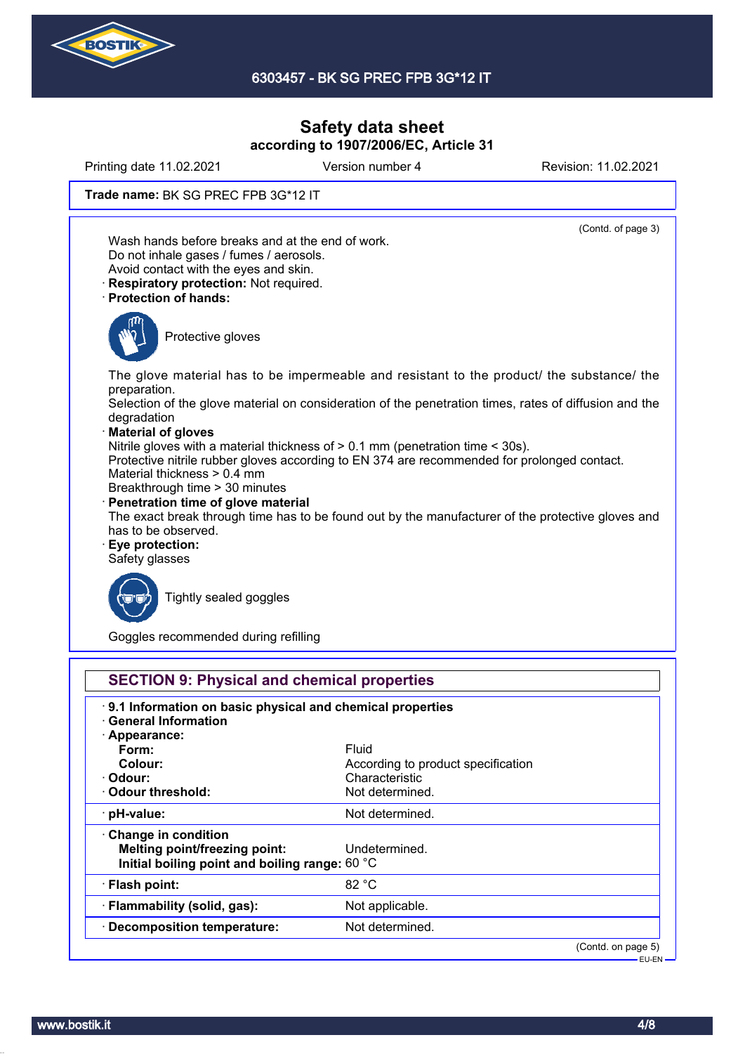Safety data sheet
according to 1907/2006/EC, Article 31

Printing date 11.02.2021 | Version number 4 | Revision: 11.02.2021

**Trade name:** BK SG PREC FPB 3G*12 IT

(Contd. of page 3)

Wash hands before breaks and at the end of work.
Do not inhale gases / fumes / aerosols.
Avoid contact with the eyes and skin.

· **Respiratory protection:** Not required.
· **Protection of hands:**

Protective gloves

The glove material has to be impermeable and resistant to the product/ the substance/ the preparation.
Selection of the glove material on consideration of the penetration times, rates of diffusion and the degradation

· **Material of gloves**
Nitrile gloves with a material thickness of > 0.1 mm (penetration time < 30s).
Protective nitrile rubber gloves according to EN 374 are recommended for prolonged contact.
Material thickness > 0.4 mm
Breakthrough time > 30 minutes

· **Penetration time of glove material**
The exact break through time has to be found out by the manufacturer of the protective gloves and has to be observed.

· **Eye protection:**
Safety glasses

Tightly sealed goggles

Goggles recommended during refilling

## SECTION 9: Physical and chemical properties

· **9.1 Information on basic physical and chemical properties**
· **General Information**
· **Appearance:**

| | |
|---|---|
| **Form:** | Fluid |
| **Colour:** | According to product specification |
| · **Odour:** | Characteristic |
| · **Odour threshold:** | Not determined. |
| · **pH-value:** | Not determined. |
| · **Change in condition** | |
| **Melting point/freezing point:** | Undetermined. |
| **Initial boiling point and boiling range:** | 60 °C |
| · **Flash point:** | 82 °C |
| · **Flammability (solid, gas):** | Not applicable. |
| · **Decomposition temperature:** | Not determined. |

(Contd. on page 5)

EU-EN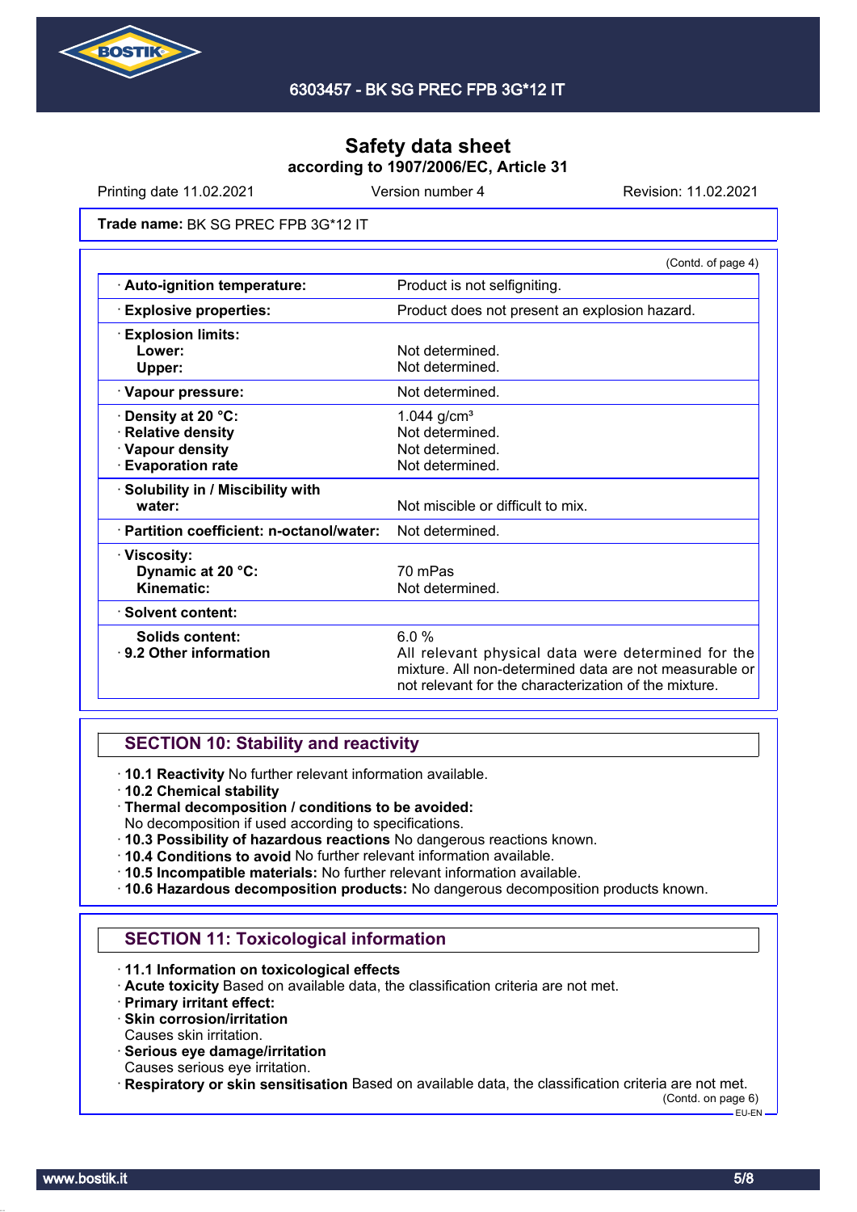Trade name: BK SG PREC FPB 3G*12 IT

(Contd. of page 4)

| | |
|---|---|
| · **Auto-ignition temperature:** | Product is not selfigniting. |
| · **Explosive properties:** | Product does not present an explosion hazard. |
| · **Explosion limits:** | |
| **Lower:** | Not determined. |
| **Upper:** | Not determined. |
| · **Vapour pressure:** | Not determined. |
| · **Density at 20 °C:** | 1.044 g/cm³ |
| · **Relative density** | Not determined. |
| · **Vapour density** | Not determined. |
| · **Evaporation rate** | Not determined. |
| · **Solubility in / Miscibility with water:** | Not miscible or difficult to mix. |
| · **Partition coefficient: n-octanol/water:** | Not determined. |
| · **Viscosity:** | |
| **Dynamic at 20 °C:** | 70 mPas |
| **Kinematic:** | Not determined. |
| · **Solvent content:** | |
| **Solids content:** | 6.0 % |
| · **9.2 Other information** | All relevant physical data were determined for the mixture. All non-determined data are not measurable or not relevant for the characterization of the mixture. |

## SECTION 10: Stability and reactivity

· **10.1 Reactivity** No further relevant information available.
· **10.2 Chemical stability**
· **Thermal decomposition / conditions to be avoided:**
No decomposition if used according to specifications.
· **10.3 Possibility of hazardous reactions** No dangerous reactions known.
· **10.4 Conditions to avoid** No further relevant information available.
· **10.5 Incompatible materials:** No further relevant information available.
· **10.6 Hazardous decomposition products:** No dangerous decomposition products known.

## SECTION 11: Toxicological information

· **11.1 Information on toxicological effects**
· **Acute toxicity** Based on available data, the classification criteria are not met.
· **Primary irritant effect:**
· **Skin corrosion/irritation**
Causes skin irritation.
· **Serious eye damage/irritation**
Causes serious eye irritation.
· **Respiratory or skin sensitisation** Based on available data, the classification criteria are not met.

(Contd. on page 6)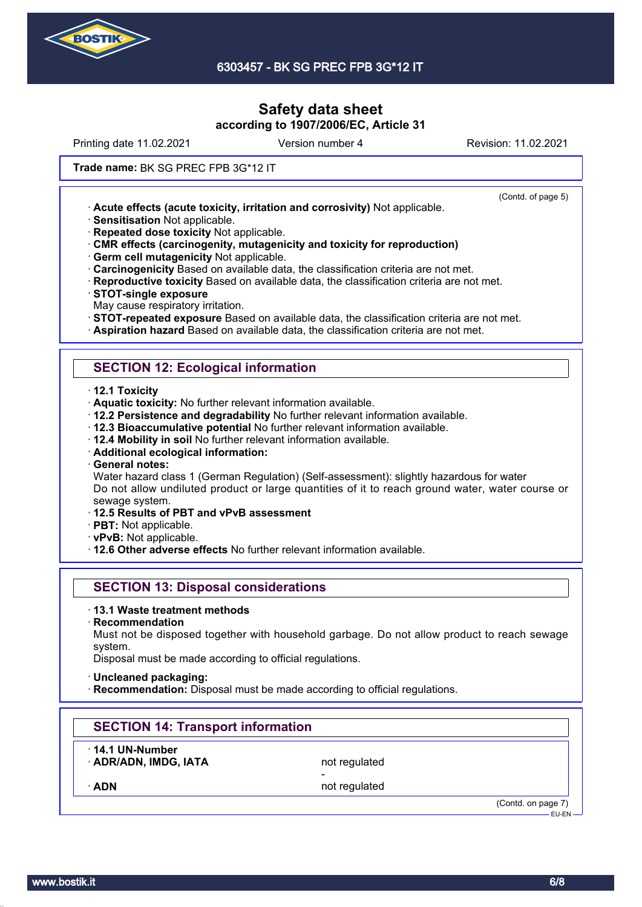**Trade name:** BK SG PREC FPB 3G*12 IT

(Contd. of page 5)

- **Acute effects (acute toxicity, irritation and corrosivity)** Not applicable.
- **Sensitisation** Not applicable.
- **Repeated dose toxicity** Not applicable.
- **CMR effects (carcinogenity, mutagenicity and toxicity for reproduction)**
- **Germ cell mutagenicity** Not applicable.
- **Carcinogenicity** Based on available data, the classification criteria are not met.
- **Reproductive toxicity** Based on available data, the classification criteria are not met.
- **STOT-single exposure**
  May cause respiratory irritation.
- **STOT-repeated exposure** Based on available data, the classification criteria are not met.
- **Aspiration hazard** Based on available data, the classification criteria are not met.

## SECTION 12: Ecological information

- **12.1 Toxicity**
- **Aquatic toxicity:** No further relevant information available.
- **12.2 Persistence and degradability** No further relevant information available.
- **12.3 Bioaccumulative potential** No further relevant information available.
- **12.4 Mobility in soil** No further relevant information available.
- **Additional ecological information:**
- **General notes:**
  Water hazard class 1 (German Regulation) (Self-assessment): slightly hazardous for water
  Do not allow undiluted product or large quantities of it to reach ground water, water course or sewage system.
- **12.5 Results of PBT and vPvB assessment**
- **PBT:** Not applicable.
- **vPvB:** Not applicable.
- **12.6 Other adverse effects** No further relevant information available.

## SECTION 13: Disposal considerations

- **13.1 Waste treatment methods**
- **Recommendation**
  Must not be disposed together with household garbage. Do not allow product to reach sewage system.
  Disposal must be made according to official regulations.
- **Uncleaned packaging:**
- **Recommendation:** Disposal must be made according to official regulations.

## SECTION 14: Transport information

- **14.1 UN-Number**

| | |
|---|---|
| **ADR/ADN, IMDG, IATA** | not regulated |
| | - |
| **ADN** | not regulated |

(Contd. on page 7)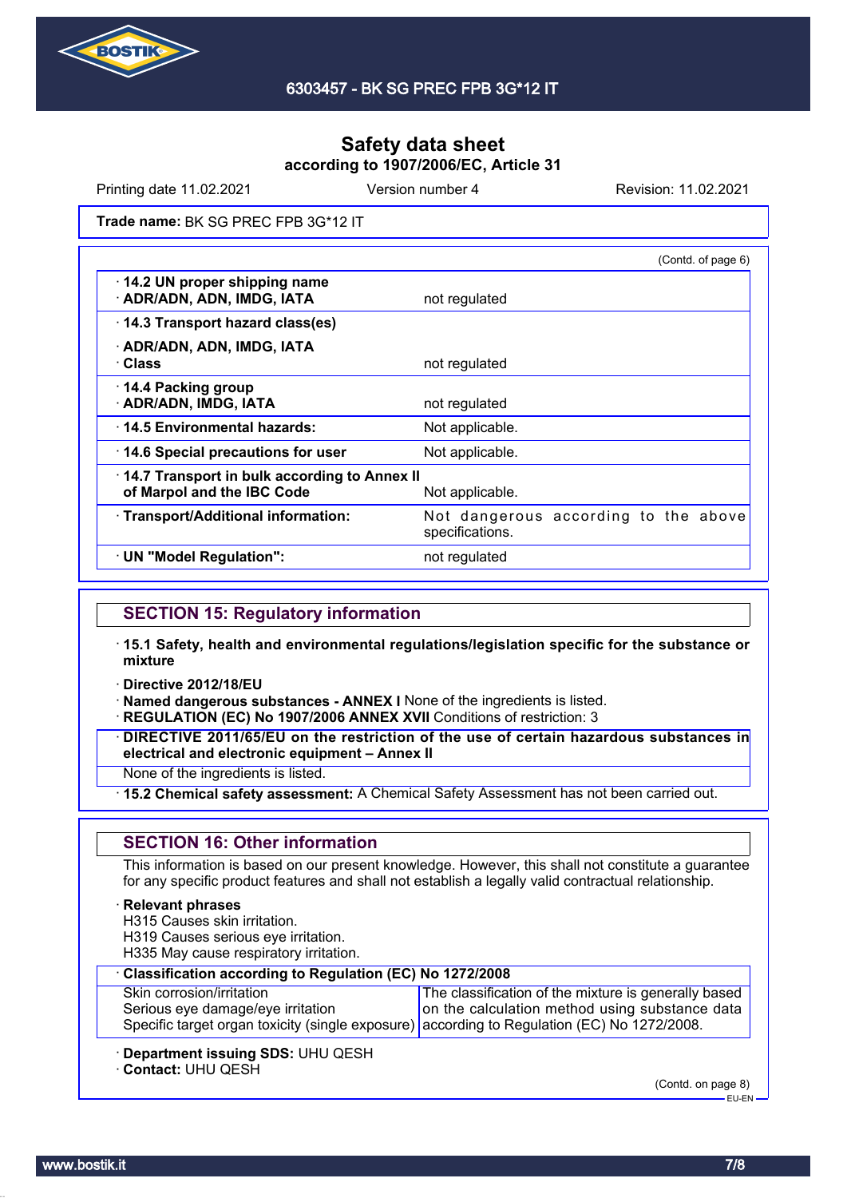# Safety data sheet
**according to 1907/2006/EC, Article 31**

Printing date 11.02.2021 Version number 4 Revision: 11.02.2021

**Trade name:** BK SG PREC FPB 3G*12 IT

(Contd. of page 6)

| | |
|---|---|
| · **14.2 UN proper shipping name**<br>· **ADR/ADN, ADN, IMDG, IATA** | not regulated |
| · **14.3 Transport hazard class(es)**<br>· **ADR/ADN, ADN, IMDG, IATA**<br>· **Class** | not regulated |
| · **14.4 Packing group**<br>· **ADR/ADN, IMDG, IATA** | not regulated |
| · **14.5 Environmental hazards:** | Not applicable. |
| · **14.6 Special precautions for user** | Not applicable. |
| · **14.7 Transport in bulk according to Annex II of Marpol and the IBC Code** | Not applicable. |
| · **Transport/Additional information:** | Not dangerous according to the above specifications. |
| · **UN "Model Regulation":** | not regulated |

## SECTION 15: Regulatory information

· **15.1 Safety, health and environmental regulations/legislation specific for the substance or mixture**

· **Directive 2012/18/EU**
· **Named dangerous substances - ANNEX I** None of the ingredients is listed.
· **REGULATION (EC) No 1907/2006 ANNEX XVII** Conditions of restriction: 3
· **DIRECTIVE 2011/65/EU on the restriction of the use of certain hazardous substances in electrical and electronic equipment – Annex II**
None of the ingredients is listed.
· **15.2 Chemical safety assessment:** A Chemical Safety Assessment has not been carried out.

## SECTION 16: Other information

This information is based on our present knowledge. However, this shall not constitute a guarantee for any specific product features and shall not establish a legally valid contractual relationship.

· **Relevant phrases**
H315 Causes skin irritation.
H319 Causes serious eye irritation.
H335 May cause respiratory irritation.

| · Classification according to Regulation (EC) No 1272/2008 | |
|---|---|
| Skin corrosion/irritation<br>Serious eye damage/eye irritation<br>Specific target organ toxicity (single exposure) | The classification of the mixture is generally based on the calculation method using substance data according to Regulation (EC) No 1272/2008. |

· **Department issuing SDS:** UHU QESH
· **Contact:** UHU QESH

(Contd. on page 8)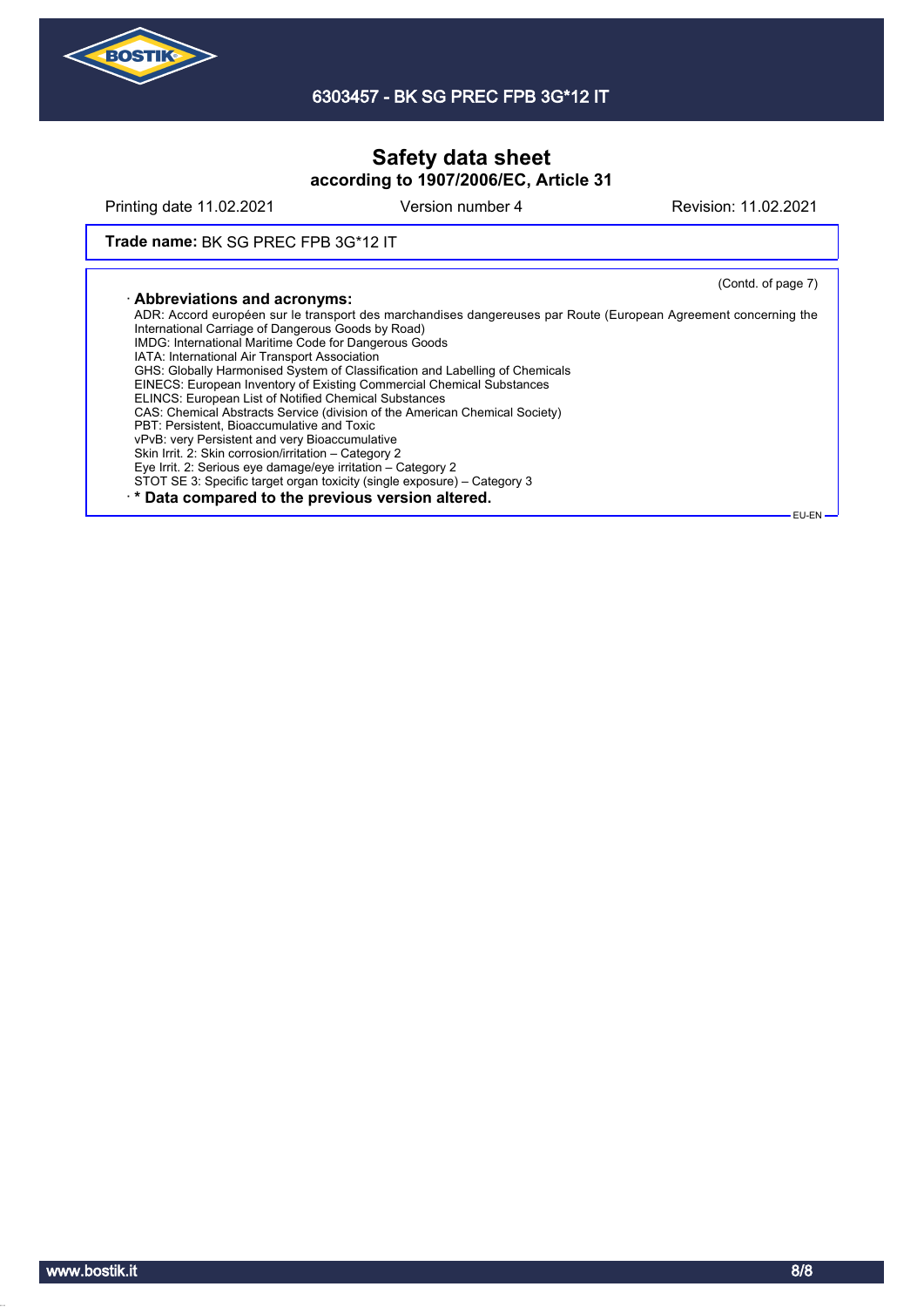# Safety data sheet
**according to 1907/2006/EC, Article 31**

Printing date 11.02.2021 Version number 4 Revision: 11.02.2021

**Trade name:** BK SG PREC FPB 3G*12 IT

(Contd. of page 7)

· **Abbreviations and acronyms:**
ADR: Accord européen sur le transport des marchandises dangereuses par Route (European Agreement concerning the International Carriage of Dangerous Goods by Road)
IMDG: International Maritime Code for Dangerous Goods
IATA: International Air Transport Association
GHS: Globally Harmonised System of Classification and Labelling of Chemicals
EINECS: European Inventory of Existing Commercial Chemical Substances
ELINCS: European List of Notified Chemical Substances
CAS: Chemical Abstracts Service (division of the American Chemical Society)
PBT: Persistent, Bioaccumulative and Toxic
vPvB: very Persistent and very Bioaccumulative
Skin Irrit. 2: Skin corrosion/irritation – Category 2
Eye Irrit. 2: Serious eye damage/eye irritation – Category 2
STOT SE 3: Specific target organ toxicity (single exposure) – Category 3

· *** Data compared to the previous version altered.**

EU-EN